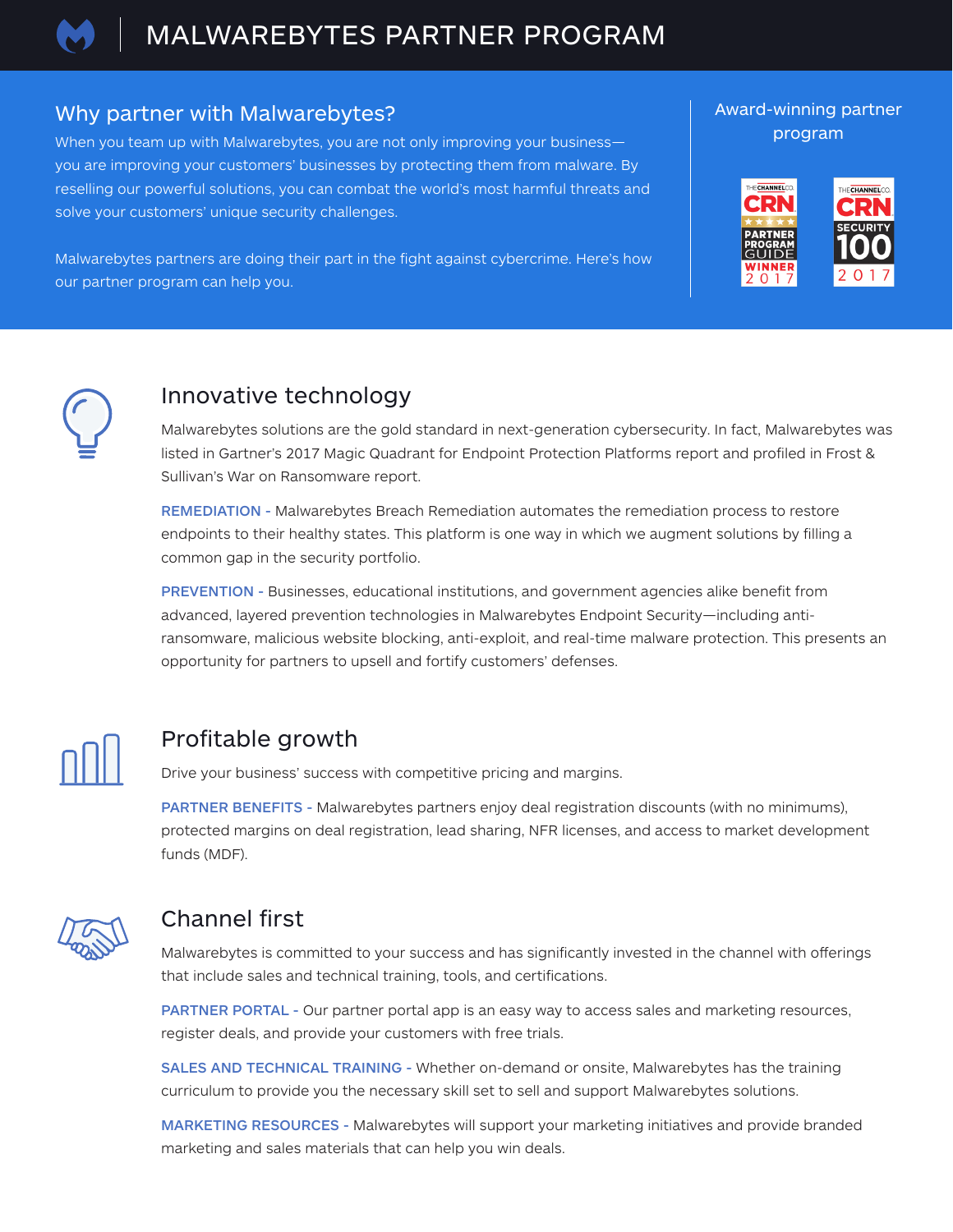# MALWAREBYTES PARTNER PROGRAM

## Why partner with Malwarebytes?

When you team up with Malwarebytes, you are not only improving your business—you are improving your customers' businesses by protecting them from malware. By reselling our powerful solutions, you can combat the world's most harmful threats and solve your customers' unique security challenges.

Malwarebytes partners are doing their part in the fight against cybercrime. Here's how our partner program can help you.

**Award-winning partner program**

THE CHANNEL CO. CRN PARTNER PROGRAM GUIDE WINNER 2017

THE CHANNEL CO. CRN SECURITY 100 2017

## Innovative technology

Malwarebytes solutions are the gold standard in next-generation cybersecurity. In fact, Malwarebytes was listed in Gartner's 2017 Magic Quadrant for Endpoint Protection Platforms report and profiled in Frost & Sullivan's War on Ransomware report.

**REMEDIATION -** Malwarebytes Breach Remediation automates the remediation process to restore endpoints to their healthy states. This platform is one way in which we augment solutions by filling a common gap in the security portfolio.

**PREVENTION -** Businesses, educational institutions, and government agencies alike benefit from advanced, layered prevention technologies in Malwarebytes Endpoint Security—including anti-ransomware, malicious website blocking, anti-exploit, and real-time malware protection. This presents an opportunity for partners to upsell and fortify customers' defenses.

## Profitable growth

Drive your business' success with competitive pricing and margins.

**PARTNER BENEFITS -** Malwarebytes partners enjoy deal registration discounts (with no minimums), protected margins on deal registration, lead sharing, NFR licenses, and access to market development funds (MDF).

## Channel first

Malwarebytes is committed to your success and has significantly invested in the channel with offerings that include sales and technical training, tools, and certifications.

**PARTNER PORTAL -** Our partner portal app is an easy way to access sales and marketing resources, register deals, and provide your customers with free trials.

**SALES AND TECHNICAL TRAINING -** Whether on-demand or onsite, Malwarebytes has the training curriculum to provide you the necessary skill set to sell and support Malwarebytes solutions.

**MARKETING RESOURCES -** Malwarebytes will support your marketing initiatives and provide branded marketing and sales materials that can help you win deals.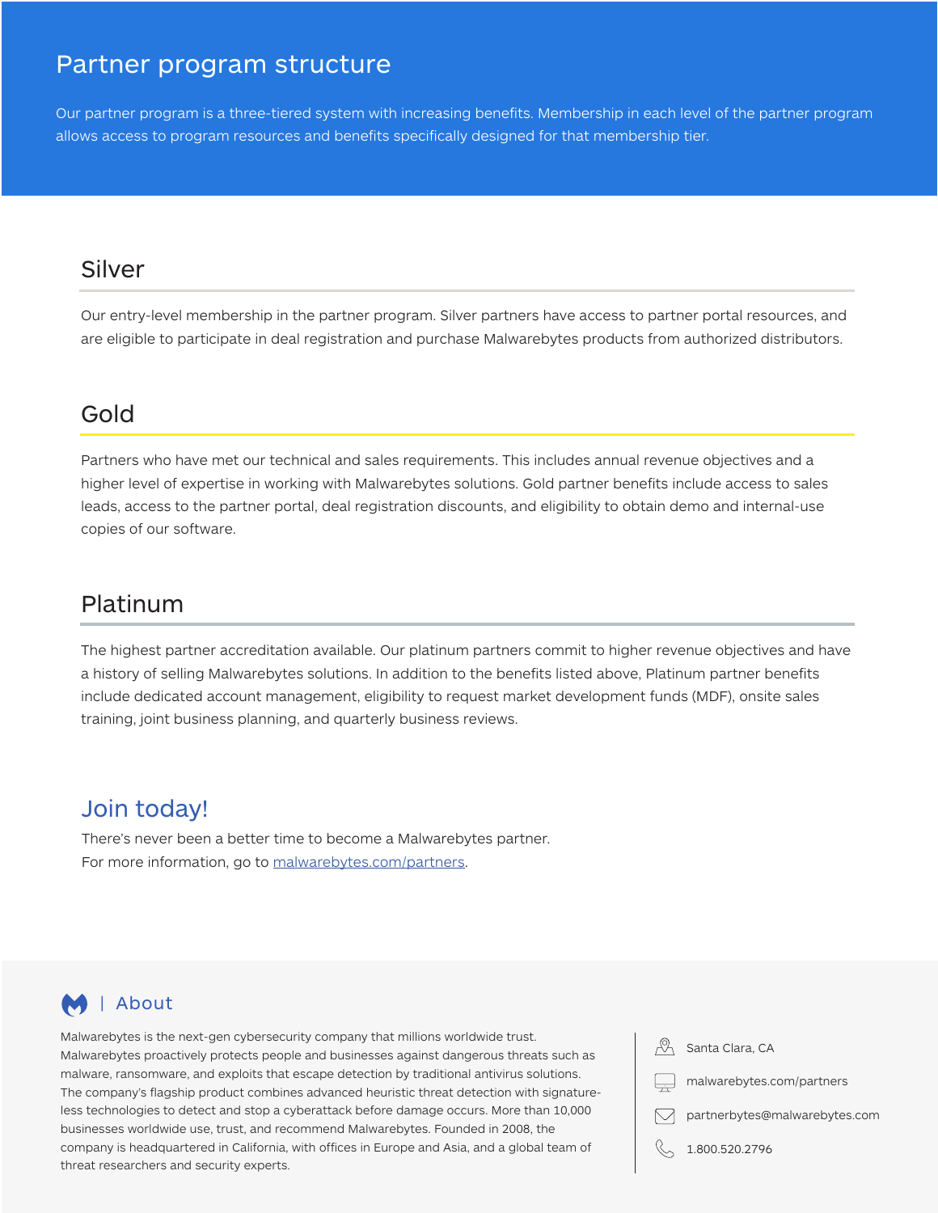# Partner program structure

Our partner program is a three-tiered system with increasing benefits. Membership in each level of the partner program allows access to program resources and benefits specifically designed for that membership tier.

## Silver

Our entry-level membership in the partner program. Silver partners have access to partner portal resources, and are eligible to participate in deal registration and purchase Malwarebytes products from authorized distributors.

## Gold

Partners who have met our technical and sales requirements. This includes annual revenue objectives and a higher level of expertise in working with Malwarebytes solutions. Gold partner benefits include access to sales leads, access to the partner portal, deal registration discounts, and eligibility to obtain demo and internal-use copies of our software.

## Platinum

The highest partner accreditation available. Our platinum partners commit to higher revenue objectives and have a history of selling Malwarebytes solutions. In addition to the benefits listed above, Platinum partner benefits include dedicated account management, eligibility to request market development funds (MDF), onsite sales training, joint business planning, and quarterly business reviews.

## Join today!

There's never been a better time to become a Malwarebytes partner.
For more information, go to [malwarebytes.com/partners](malwarebytes.com/partners).

## About

Malwarebytes is the next-gen cybersecurity company that millions worldwide trust. Malwarebytes proactively protects people and businesses against dangerous threats such as malware, ransomware, and exploits that escape detection by traditional antivirus solutions. The company's flagship product combines advanced heuristic threat detection with signature-less technologies to detect and stop a cyberattack before damage occurs. More than 10,000 businesses worldwide use, trust, and recommend Malwarebytes. Founded in 2008, the company is headquartered in California, with offices in Europe and Asia, and a global team of threat researchers and security experts.

Santa Clara, CA

malwarebytes.com/partners

partnerbytes@malwarebytes.com

1.800.520.2796